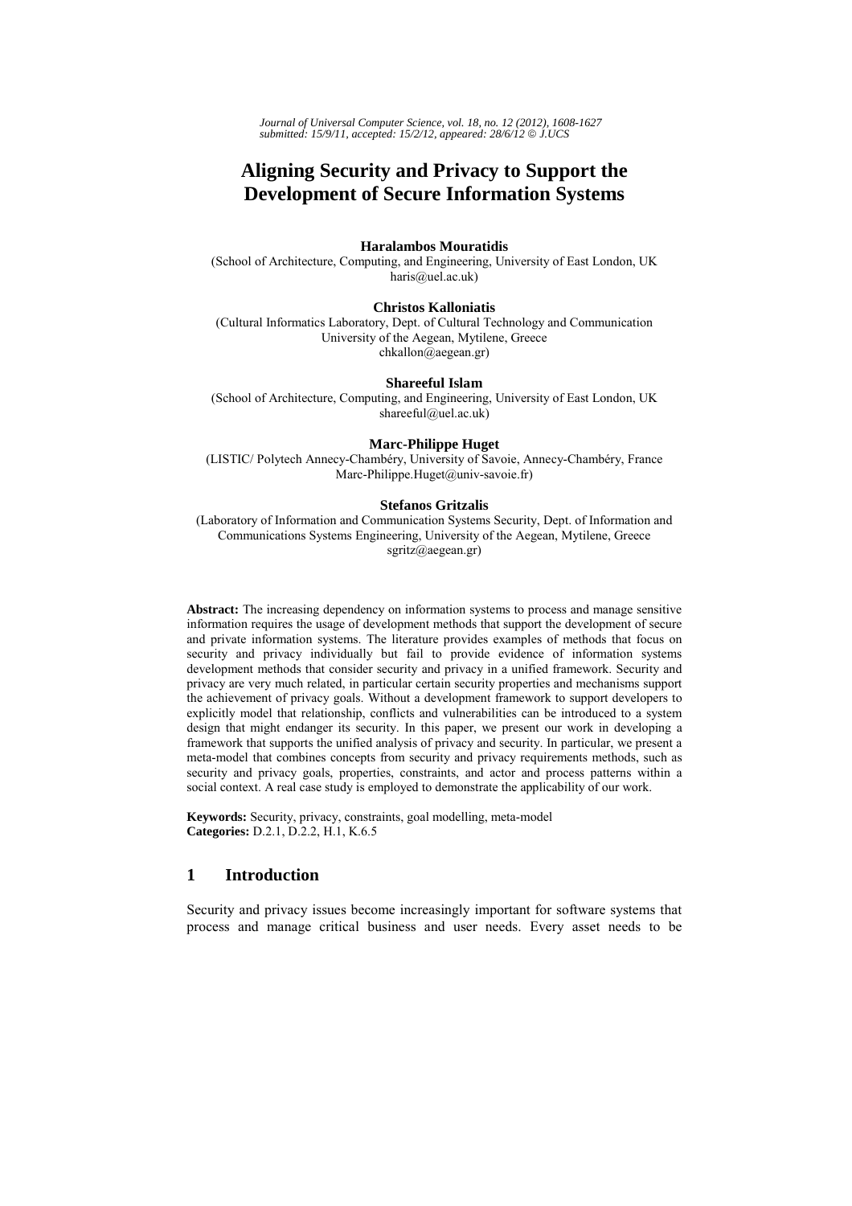*Journal of Universal Computer Science, vol. 18, no. 12 (2012), 1608-1627*
*submitted: 15/9/11, accepted: 15/2/12, appeared: 28/6/12 © J.UCS*

# Aligning Security and Privacy to Support the Development of Secure Information Systems

**Haralambos Mouratidis**
(School of Architecture, Computing, and Engineering, University of East London, UK
haris@uel.ac.uk)

**Christos Kalloniatis**
(Cultural Informatics Laboratory, Dept. of Cultural Technology and Communication
University of the Aegean, Mytilene, Greece
chkallon@aegean.gr)

**Shareeful Islam**
(School of Architecture, Computing, and Engineering, University of East London, UK
shareeful@uel.ac.uk)

**Marc-Philippe Huget**
(LISTIC/ Polytech Annecy-Chambéry, University of Savoie, Annecy-Chambéry, France
Marc-Philippe.Huget@univ-savoie.fr)

**Stefanos Gritzalis**
(Laboratory of Information and Communication Systems Security, Dept. of Information and Communications Systems Engineering, University of the Aegean, Mytilene, Greece
sgritz@aegean.gr)

**Abstract:** The increasing dependency on information systems to process and manage sensitive information requires the usage of development methods that support the development of secure and private information systems. The literature provides examples of methods that focus on security and privacy individually but fail to provide evidence of information systems development methods that consider security and privacy in a unified framework. Security and privacy are very much related, in particular certain security properties and mechanisms support the achievement of privacy goals. Without a development framework to support developers to explicitly model that relationship, conflicts and vulnerabilities can be introduced to a system design that might endanger its security. In this paper, we present our work in developing a framework that supports the unified analysis of privacy and security. In particular, we present a meta-model that combines concepts from security and privacy requirements methods, such as security and privacy goals, properties, constraints, and actor and process patterns within a social context. A real case study is employed to demonstrate the applicability of our work.

**Keywords:** Security, privacy, constraints, goal modelling, meta-model
**Categories:** D.2.1, D.2.2, H.1, K.6.5

## 1 Introduction

Security and privacy issues become increasingly important for software systems that process and manage critical business and user needs. Every asset needs to be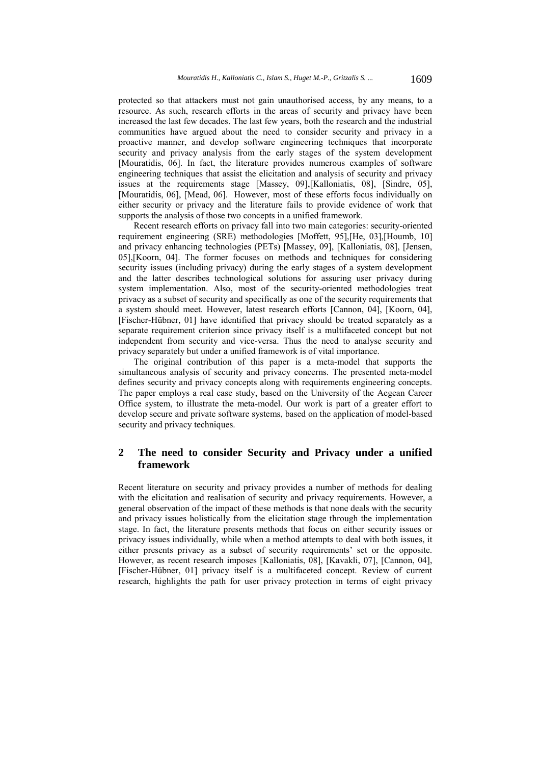protected so that attackers must not gain unauthorised access, by any means, to a resource. As such, research efforts in the areas of security and privacy have been increased the last few decades. The last few years, both the research and the industrial communities have argued about the need to consider security and privacy in a proactive manner, and develop software engineering techniques that incorporate security and privacy analysis from the early stages of the system development [Mouratidis, 06]. In fact, the literature provides numerous examples of software engineering techniques that assist the elicitation and analysis of security and privacy issues at the requirements stage [Massey, 09],[Kalloniatis, 08], [Sindre, 05], [Mouratidis, 06], [Mead, 06]. However, most of these efforts focus individually on either security or privacy and the literature fails to provide evidence of work that supports the analysis of those two concepts in a unified framework.

Recent research efforts on privacy fall into two main categories: security-oriented requirement engineering (SRE) methodologies [Moffett, 95],[He, 03],[Houmb, 10] and privacy enhancing technologies (PETs) [Massey, 09], [Kalloniatis, 08], [Jensen, 05],[Koorn, 04]. The former focuses on methods and techniques for considering security issues (including privacy) during the early stages of a system development and the latter describes technological solutions for assuring user privacy during system implementation. Also, most of the security-oriented methodologies treat privacy as a subset of security and specifically as one of the security requirements that a system should meet. However, latest research efforts [Cannon, 04], [Koorn, 04], [Fischer-Hübner, 01] have identified that privacy should be treated separately as a separate requirement criterion since privacy itself is a multifaceted concept but not independent from security and vice-versa. Thus the need to analyse security and privacy separately but under a unified framework is of vital importance.

The original contribution of this paper is a meta-model that supports the simultaneous analysis of security and privacy concerns. The presented meta-model defines security and privacy concepts along with requirements engineering concepts. The paper employs a real case study, based on the University of the Aegean Career Office system, to illustrate the meta-model. Our work is part of a greater effort to develop secure and private software systems, based on the application of model-based security and privacy techniques.

## 2 The need to consider Security and Privacy under a unified framework

Recent literature on security and privacy provides a number of methods for dealing with the elicitation and realisation of security and privacy requirements. However, a general observation of the impact of these methods is that none deals with the security and privacy issues holistically from the elicitation stage through the implementation stage. In fact, the literature presents methods that focus on either security issues or privacy issues individually, while when a method attempts to deal with both issues, it either presents privacy as a subset of security requirements' set or the opposite. However, as recent research imposes [Kalloniatis, 08], [Kavakli, 07], [Cannon, 04], [Fischer-Hübner, 01] privacy itself is a multifaceted concept. Review of current research, highlights the path for user privacy protection in terms of eight privacy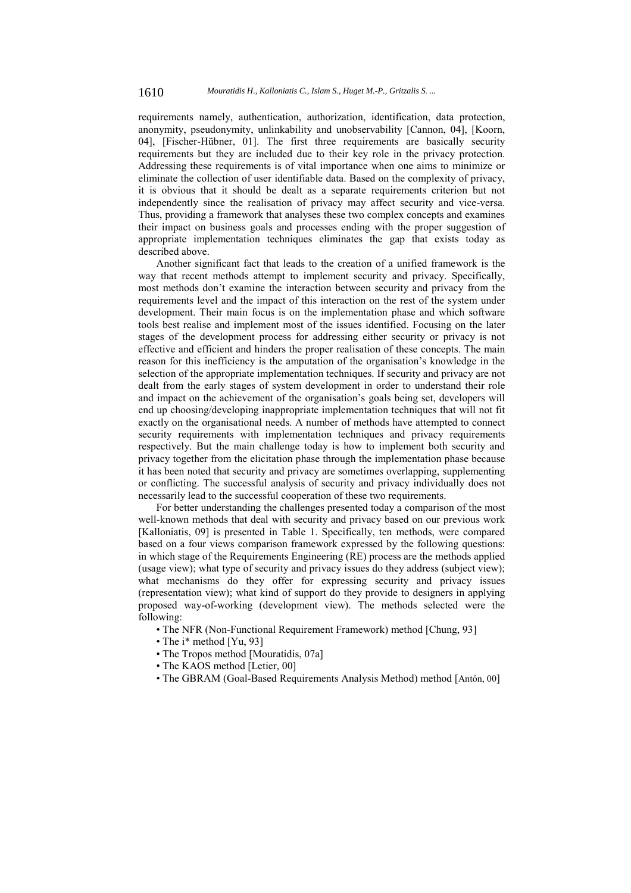requirements namely, authentication, authorization, identification, data protection, anonymity, pseudonymity, unlinkability and unobservability [Cannon, 04], [Koorn, 04], [Fischer-Hübner, 01]. The first three requirements are basically security requirements but they are included due to their key role in the privacy protection. Addressing these requirements is of vital importance when one aims to minimize or eliminate the collection of user identifiable data. Based on the complexity of privacy, it is obvious that it should be dealt as a separate requirements criterion but not independently since the realisation of privacy may affect security and vice-versa. Thus, providing a framework that analyses these two complex concepts and examines their impact on business goals and processes ending with the proper suggestion of appropriate implementation techniques eliminates the gap that exists today as described above.

Another significant fact that leads to the creation of a unified framework is the way that recent methods attempt to implement security and privacy. Specifically, most methods don't examine the interaction between security and privacy from the requirements level and the impact of this interaction on the rest of the system under development. Their main focus is on the implementation phase and which software tools best realise and implement most of the issues identified. Focusing on the later stages of the development process for addressing either security or privacy is not effective and efficient and hinders the proper realisation of these concepts. The main reason for this inefficiency is the amputation of the organisation's knowledge in the selection of the appropriate implementation techniques. If security and privacy are not dealt from the early stages of system development in order to understand their role and impact on the achievement of the organisation's goals being set, developers will end up choosing/developing inappropriate implementation techniques that will not fit exactly on the organisational needs. A number of methods have attempted to connect security requirements with implementation techniques and privacy requirements respectively. But the main challenge today is how to implement both security and privacy together from the elicitation phase through the implementation phase because it has been noted that security and privacy are sometimes overlapping, supplementing or conflicting. The successful analysis of security and privacy individually does not necessarily lead to the successful cooperation of these two requirements.

For better understanding the challenges presented today a comparison of the most well-known methods that deal with security and privacy based on our previous work [Kalloniatis, 09] is presented in Table 1. Specifically, ten methods, were compared based on a four views comparison framework expressed by the following questions: in which stage of the Requirements Engineering (RE) process are the methods applied (usage view); what type of security and privacy issues do they address (subject view); what mechanisms do they offer for expressing security and privacy issues (representation view); what kind of support do they provide to designers in applying proposed way-of-working (development view). The methods selected were the following:

- The NFR (Non-Functional Requirement Framework) method [Chung, 93]
- The i* method [Yu, 93]
- The Tropos method [Mouratidis, 07a]
- The KAOS method [Letier, 00]
- The GBRAM (Goal-Based Requirements Analysis Method) method [Antón, 00]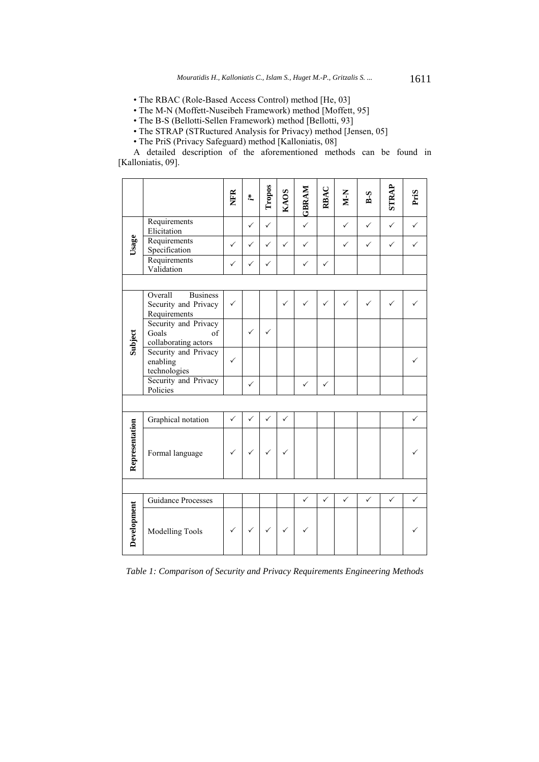- The RBAC (Role-Based Access Control) method [He, 03]
- The M-N (Moffett-Nuseibeh Framework) method [Moffett, 95]
- The B-S (Bellotti-Sellen Framework) method [Bellotti, 93]
- The STRAP (STRuctured Analysis for Privacy) method [Jensen, 05]
- The PriS (Privacy Safeguard) method [Kalloniatis, 08]

A detailed description of the aforementioned methods can be found in [Kalloniatis, 09].

| | | NFR | *i** | Tropos | KAOS | GBRAM | RBAC | M-N | B-S | STRAP | PriS |
|---|---|---|---|---|---|---|---|---|---|---|---|
| **Usage** | Requirements Elicitation | | ✓ | ✓ | | ✓ | | ✓ | ✓ | ✓ | ✓ |
| | Requirements Specification | ✓ | ✓ | ✓ | ✓ | ✓ | | ✓ | ✓ | ✓ | ✓ |
| | Requirements Validation | ✓ | ✓ | ✓ | | ✓ | ✓ | | | | |
| **Subject** | Overall Business Security and Privacy Requirements | ✓ | | | ✓ | ✓ | ✓ | ✓ | ✓ | ✓ | ✓ |
| | Security and Privacy Goals of collaborating actors | | ✓ | ✓ | | | | | | | |
| | Security and Privacy enabling technologies | ✓ | | | | | | | | | ✓ |
| | Security and Privacy Policies | | ✓ | | | ✓ | ✓ | | | | |
| **Representation** | Graphical notation | ✓ | ✓ | ✓ | ✓ | | | | | | ✓ |
| | Formal language | ✓ | ✓ | ✓ | ✓ | | | | | | ✓ |
| **Development** | Guidance Processes | | | | | ✓ | ✓ | ✓ | ✓ | ✓ | ✓ |
| | Modelling Tools | ✓ | ✓ | ✓ | ✓ | ✓ | | | | | ✓ |

*Table 1: Comparison of Security and Privacy Requirements Engineering Methods*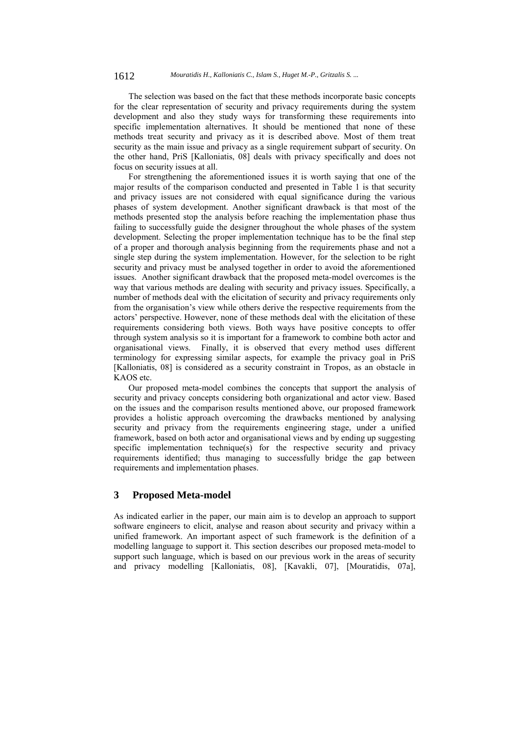The selection was based on the fact that these methods incorporate basic concepts for the clear representation of security and privacy requirements during the system development and also they study ways for transforming these requirements into specific implementation alternatives. It should be mentioned that none of these methods treat security and privacy as it is described above. Most of them treat security as the main issue and privacy as a single requirement subpart of security. On the other hand, PriS [Kalloniatis, 08] deals with privacy specifically and does not focus on security issues at all.

For strengthening the aforementioned issues it is worth saying that one of the major results of the comparison conducted and presented in Table 1 is that security and privacy issues are not considered with equal significance during the various phases of system development. Another significant drawback is that most of the methods presented stop the analysis before reaching the implementation phase thus failing to successfully guide the designer throughout the whole phases of the system development. Selecting the proper implementation technique has to be the final step of a proper and thorough analysis beginning from the requirements phase and not a single step during the system implementation. However, for the selection to be right security and privacy must be analysed together in order to avoid the aforementioned issues. Another significant drawback that the proposed meta-model overcomes is the way that various methods are dealing with security and privacy issues. Specifically, a number of methods deal with the elicitation of security and privacy requirements only from the organisation's view while others derive the respective requirements from the actors' perspective. However, none of these methods deal with the elicitation of these requirements considering both views. Both ways have positive concepts to offer through system analysis so it is important for a framework to combine both actor and organisational views. Finally, it is observed that every method uses different terminology for expressing similar aspects, for example the privacy goal in PriS [Kalloniatis, 08] is considered as a security constraint in Tropos, as an obstacle in KAOS etc.

Our proposed meta-model combines the concepts that support the analysis of security and privacy concepts considering both organizational and actor view. Based on the issues and the comparison results mentioned above, our proposed framework provides a holistic approach overcoming the drawbacks mentioned by analysing security and privacy from the requirements engineering stage, under a unified framework, based on both actor and organisational views and by ending up suggesting specific implementation technique(s) for the respective security and privacy requirements identified; thus managing to successfully bridge the gap between requirements and implementation phases.

## 3 Proposed Meta-model

As indicated earlier in the paper, our main aim is to develop an approach to support software engineers to elicit, analyse and reason about security and privacy within a unified framework. An important aspect of such framework is the definition of a modelling language to support it. This section describes our proposed meta-model to support such language, which is based on our previous work in the areas of security and privacy modelling [Kalloniatis, 08], [Kavakli, 07], [Mouratidis, 07a],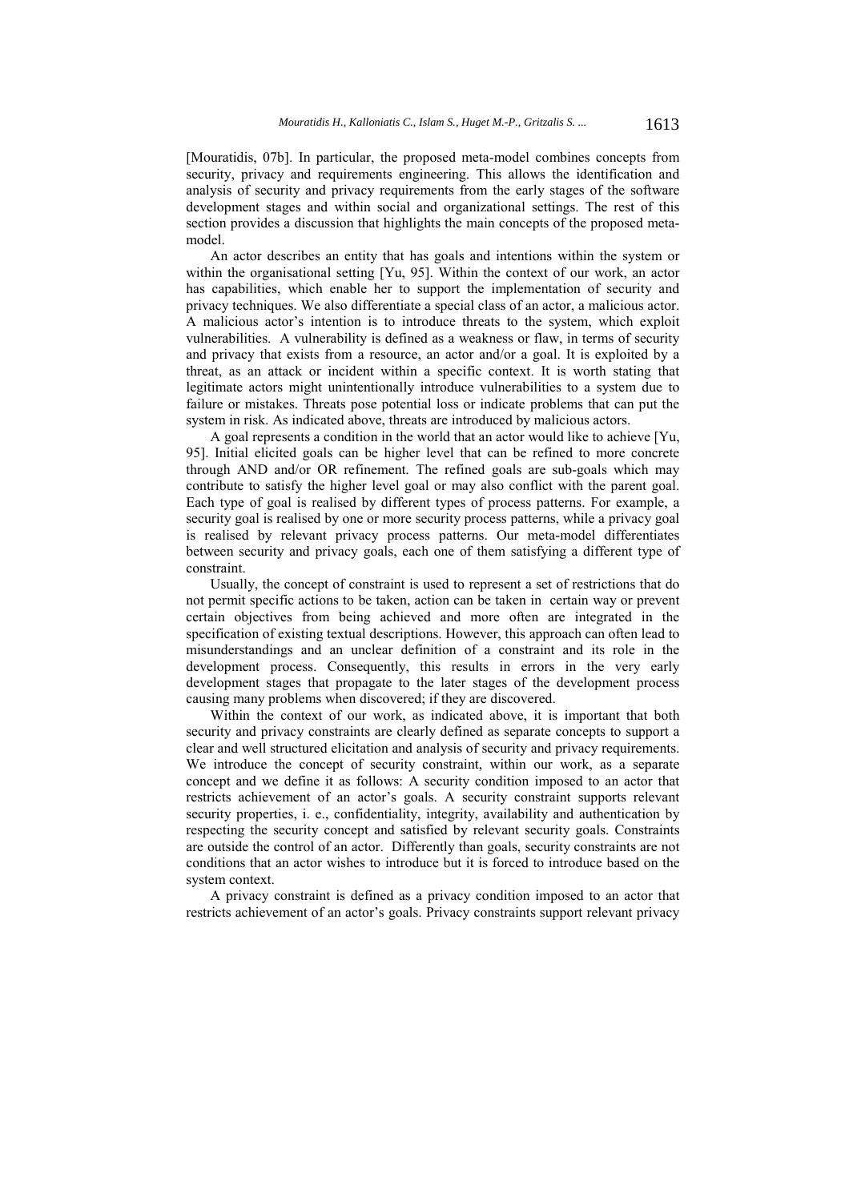[Mouratidis, 07b]. In particular, the proposed meta-model combines concepts from security, privacy and requirements engineering. This allows the identification and analysis of security and privacy requirements from the early stages of the software development stages and within social and organizational settings. The rest of this section provides a discussion that highlights the main concepts of the proposed meta-model.

An actor describes an entity that has goals and intentions within the system or within the organisational setting [Yu, 95]. Within the context of our work, an actor has capabilities, which enable her to support the implementation of security and privacy techniques. We also differentiate a special class of an actor, a malicious actor. A malicious actor's intention is to introduce threats to the system, which exploit vulnerabilities. A vulnerability is defined as a weakness or flaw, in terms of security and privacy that exists from a resource, an actor and/or a goal. It is exploited by a threat, as an attack or incident within a specific context. It is worth stating that legitimate actors might unintentionally introduce vulnerabilities to a system due to failure or mistakes. Threats pose potential loss or indicate problems that can put the system in risk. As indicated above, threats are introduced by malicious actors.

A goal represents a condition in the world that an actor would like to achieve [Yu, 95]. Initial elicited goals can be higher level that can be refined to more concrete through AND and/or OR refinement. The refined goals are sub-goals which may contribute to satisfy the higher level goal or may also conflict with the parent goal. Each type of goal is realised by different types of process patterns. For example, a security goal is realised by one or more security process patterns, while a privacy goal is realised by relevant privacy process patterns. Our meta-model differentiates between security and privacy goals, each one of them satisfying a different type of constraint.

Usually, the concept of constraint is used to represent a set of restrictions that do not permit specific actions to be taken, action can be taken in certain way or prevent certain objectives from being achieved and more often are integrated in the specification of existing textual descriptions. However, this approach can often lead to misunderstandings and an unclear definition of a constraint and its role in the development process. Consequently, this results in errors in the very early development stages that propagate to the later stages of the development process causing many problems when discovered; if they are discovered.

Within the context of our work, as indicated above, it is important that both security and privacy constraints are clearly defined as separate concepts to support a clear and well structured elicitation and analysis of security and privacy requirements. We introduce the concept of security constraint, within our work, as a separate concept and we define it as follows: A security condition imposed to an actor that restricts achievement of an actor's goals. A security constraint supports relevant security properties, i. e., confidentiality, integrity, availability and authentication by respecting the security concept and satisfied by relevant security goals. Constraints are outside the control of an actor. Differently than goals, security constraints are not conditions that an actor wishes to introduce but it is forced to introduce based on the system context.

A privacy constraint is defined as a privacy condition imposed to an actor that restricts achievement of an actor's goals. Privacy constraints support relevant privacy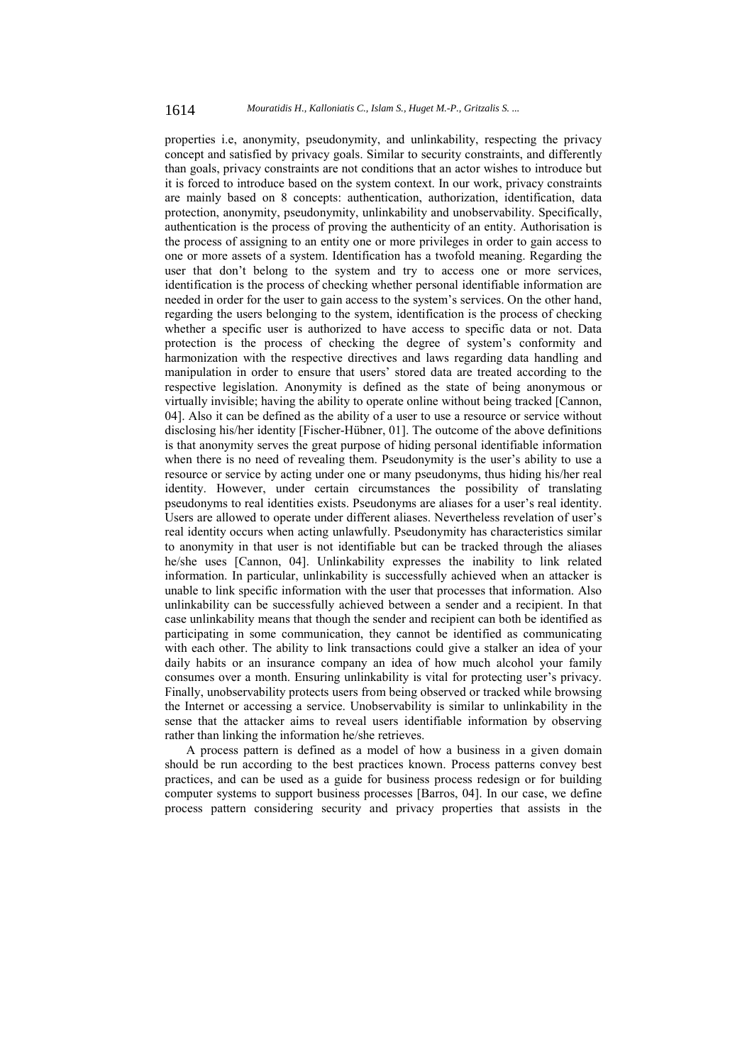properties i.e, anonymity, pseudonymity, and unlinkability, respecting the privacy concept and satisfied by privacy goals. Similar to security constraints, and differently than goals, privacy constraints are not conditions that an actor wishes to introduce but it is forced to introduce based on the system context. In our work, privacy constraints are mainly based on 8 concepts: authentication, authorization, identification, data protection, anonymity, pseudonymity, unlinkability and unobservability. Specifically, authentication is the process of proving the authenticity of an entity. Authorisation is the process of assigning to an entity one or more privileges in order to gain access to one or more assets of a system. Identification has a twofold meaning. Regarding the user that don't belong to the system and try to access one or more services, identification is the process of checking whether personal identifiable information are needed in order for the user to gain access to the system's services. On the other hand, regarding the users belonging to the system, identification is the process of checking whether a specific user is authorized to have access to specific data or not. Data protection is the process of checking the degree of system's conformity and harmonization with the respective directives and laws regarding data handling and manipulation in order to ensure that users' stored data are treated according to the respective legislation. Anonymity is defined as the state of being anonymous or virtually invisible; having the ability to operate online without being tracked [Cannon, 04]. Also it can be defined as the ability of a user to use a resource or service without disclosing his/her identity [Fischer-Hübner, 01]. The outcome of the above definitions is that anonymity serves the great purpose of hiding personal identifiable information when there is no need of revealing them. Pseudonymity is the user's ability to use a resource or service by acting under one or many pseudonyms, thus hiding his/her real identity. However, under certain circumstances the possibility of translating pseudonyms to real identities exists. Pseudonyms are aliases for a user's real identity. Users are allowed to operate under different aliases. Nevertheless revelation of user's real identity occurs when acting unlawfully. Pseudonymity has characteristics similar to anonymity in that user is not identifiable but can be tracked through the aliases he/she uses [Cannon, 04]. Unlinkability expresses the inability to link related information. In particular, unlinkability is successfully achieved when an attacker is unable to link specific information with the user that processes that information. Also unlinkability can be successfully achieved between a sender and a recipient. In that case unlinkability means that though the sender and recipient can both be identified as participating in some communication, they cannot be identified as communicating with each other. The ability to link transactions could give a stalker an idea of your daily habits or an insurance company an idea of how much alcohol your family consumes over a month. Ensuring unlinkability is vital for protecting user's privacy. Finally, unobservability protects users from being observed or tracked while browsing the Internet or accessing a service. Unobservability is similar to unlinkability in the sense that the attacker aims to reveal users identifiable information by observing rather than linking the information he/she retrieves.

A process pattern is defined as a model of how a business in a given domain should be run according to the best practices known. Process patterns convey best practices, and can be used as a guide for business process redesign or for building computer systems to support business processes [Barros, 04]. In our case, we define process pattern considering security and privacy properties that assists in the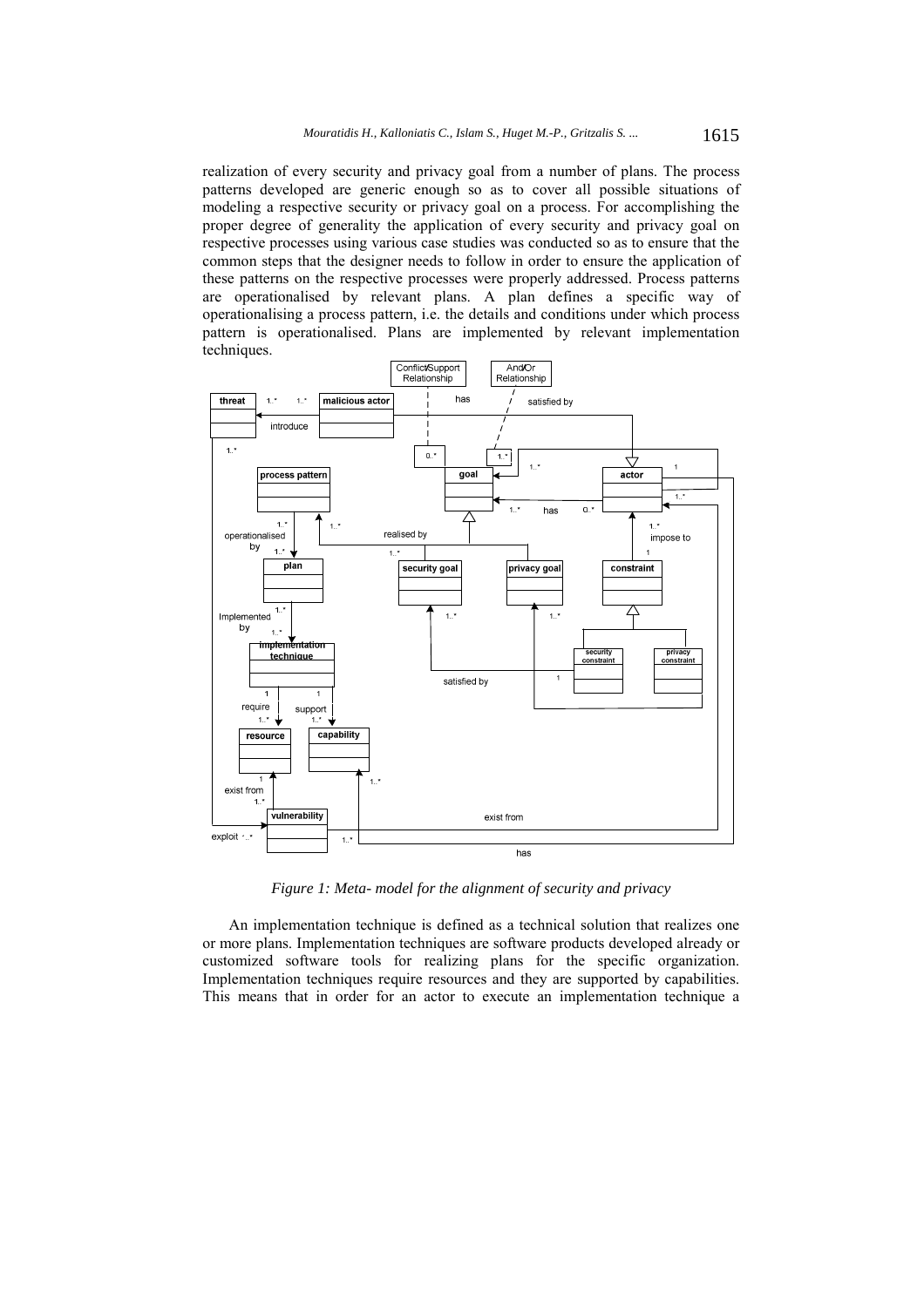realization of every security and privacy goal from a number of plans. The process patterns developed are generic enough so as to cover all possible situations of modeling a respective security or privacy goal on a process. For accomplishing the proper degree of generality the application of every security and privacy goal on respective processes using various case studies was conducted so as to ensure that the common steps that the designer needs to follow in order to ensure the application of these patterns on the respective processes were properly addressed. Process patterns are operationalised by relevant plans. A plan defines a specific way of operationalising a process pattern, i.e. the details and conditions under which process pattern is operationalised. Plans are implemented by relevant implementation techniques.

*Figure 1: Meta- model for the alignment of security and privacy*

An implementation technique is defined as a technical solution that realizes one or more plans. Implementation techniques are software products developed already or customized software tools for realizing plans for the specific organization. Implementation techniques require resources and they are supported by capabilities. This means that in order for an actor to execute an implementation technique a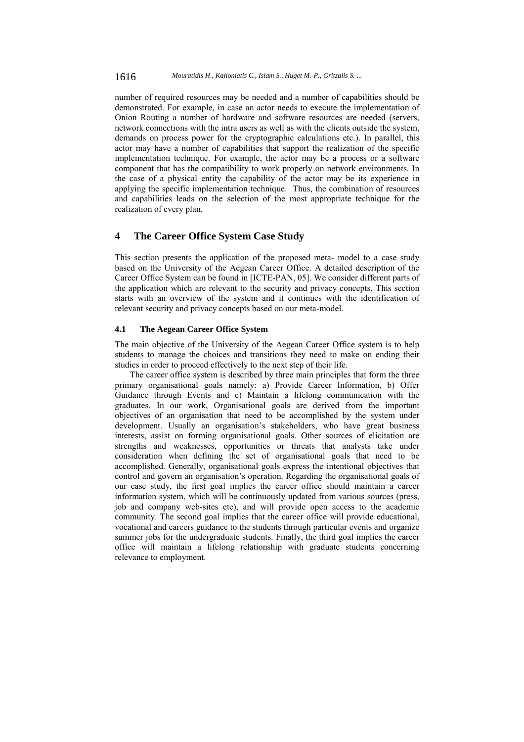number of required resources may be needed and a number of capabilities should be demonstrated. For example, in case an actor needs to execute the implementation of Onion Routing a number of hardware and software resources are needed (servers, network connections with the intra users as well as with the clients outside the system, demands on process power for the cryptographic calculations etc.). In parallel, this actor may have a number of capabilities that support the realization of the specific implementation technique. For example, the actor may be a process or a software component that has the compatibility to work properly on network environments. In the case of a physical entity the capability of the actor may be its experience in applying the specific implementation technique. Thus, the combination of resources and capabilities leads on the selection of the most appropriate technique for the realization of every plan.

## 4 The Career Office System Case Study

This section presents the application of the proposed meta- model to a case study based on the University of the Aegean Career Office. A detailed description of the Career Office System can be found in [ICTE-PAN, 05]. We consider different parts of the application which are relevant to the security and privacy concepts. This section starts with an overview of the system and it continues with the identification of relevant security and privacy concepts based on our meta-model.

### 4.1 The Aegean Career Office System

The main objective of the University of the Aegean Career Office system is to help students to manage the choices and transitions they need to make on ending their studies in order to proceed effectively to the next step of their life.

The career office system is described by three main principles that form the three primary organisational goals namely: a) Provide Career Information, b) Offer Guidance through Events and c) Maintain a lifelong communication with the graduates. In our work, Organisational goals are derived from the important objectives of an organisation that need to be accomplished by the system under development. Usually an organisation's stakeholders, who have great business interests, assist on forming organisational goals. Other sources of elicitation are strengths and weaknesses, opportunities or threats that analysts take under consideration when defining the set of organisational goals that need to be accomplished. Generally, organisational goals express the intentional objectives that control and govern an organisation's operation. Regarding the organisational goals of our case study, the first goal implies the career office should maintain a career information system, which will be continuously updated from various sources (press, job and company web-sites etc), and will provide open access to the academic community. The second goal implies that the career office will provide educational, vocational and careers guidance to the students through particular events and organize summer jobs for the undergraduate students. Finally, the third goal implies the career office will maintain a lifelong relationship with graduate students concerning relevance to employment.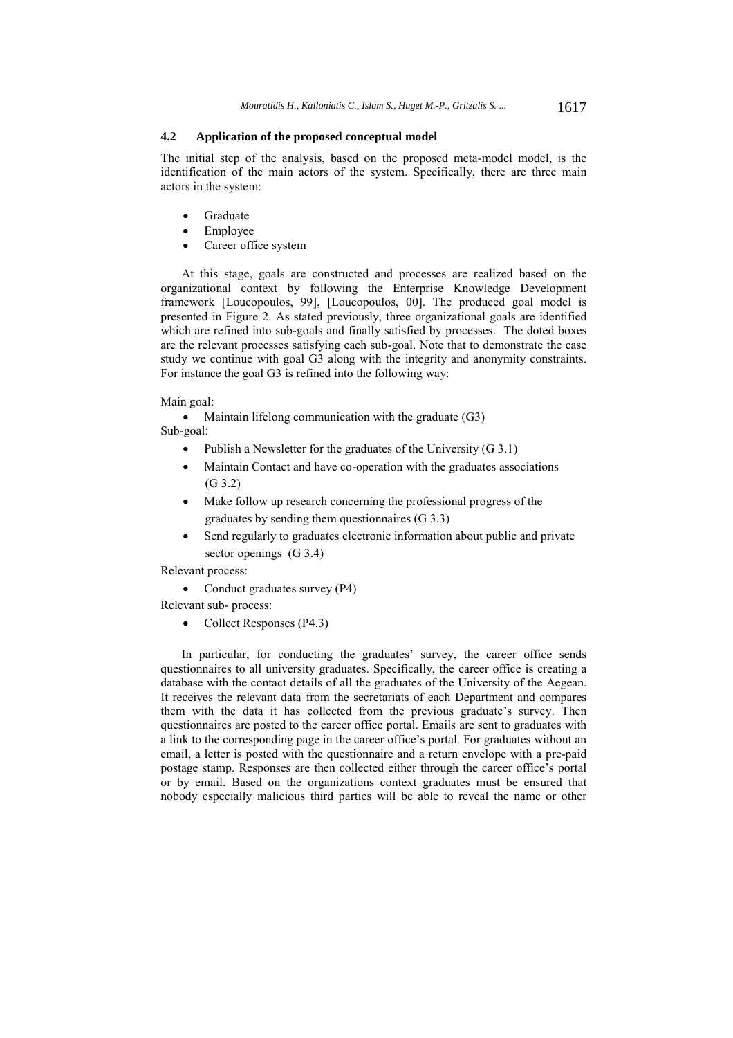### 4.2 Application of the proposed conceptual model

The initial step of the analysis, based on the proposed meta-model model, is the identification of the main actors of the system. Specifically, there are three main actors in the system:

- Graduate
- Employee
- Career office system

At this stage, goals are constructed and processes are realized based on the organizational context by following the Enterprise Knowledge Development framework [Loucopoulos, 99], [Loucopoulos, 00]. The produced goal model is presented in Figure 2. As stated previously, three organizational goals are identified which are refined into sub-goals and finally satisfied by processes. The doted boxes are the relevant processes satisfying each sub-goal. Note that to demonstrate the case study we continue with goal G3 along with the integrity and anonymity constraints. For instance the goal G3 is refined into the following way:

Main goal:

- Maintain lifelong communication with the graduate (G3)

Sub-goal:

- Publish a Newsletter for the graduates of the University (G 3.1)
- Maintain Contact and have co-operation with the graduates associations (G 3.2)
- Make follow up research concerning the professional progress of the graduates by sending them questionnaires (G 3.3)
- Send regularly to graduates electronic information about public and private sector openings (G 3.4)

Relevant process:

- Conduct graduates survey (P4)

Relevant sub- process:

- Collect Responses (P4.3)

In particular, for conducting the graduates' survey, the career office sends questionnaires to all university graduates. Specifically, the career office is creating a database with the contact details of all the graduates of the University of the Aegean. It receives the relevant data from the secretariats of each Department and compares them with the data it has collected from the previous graduate's survey. Then questionnaires are posted to the career office portal. Emails are sent to graduates with a link to the corresponding page in the career office's portal. For graduates without an email, a letter is posted with the questionnaire and a return envelope with a pre-paid postage stamp. Responses are then collected either through the career office's portal or by email. Based on the organizations context graduates must be ensured that nobody especially malicious third parties will be able to reveal the name or other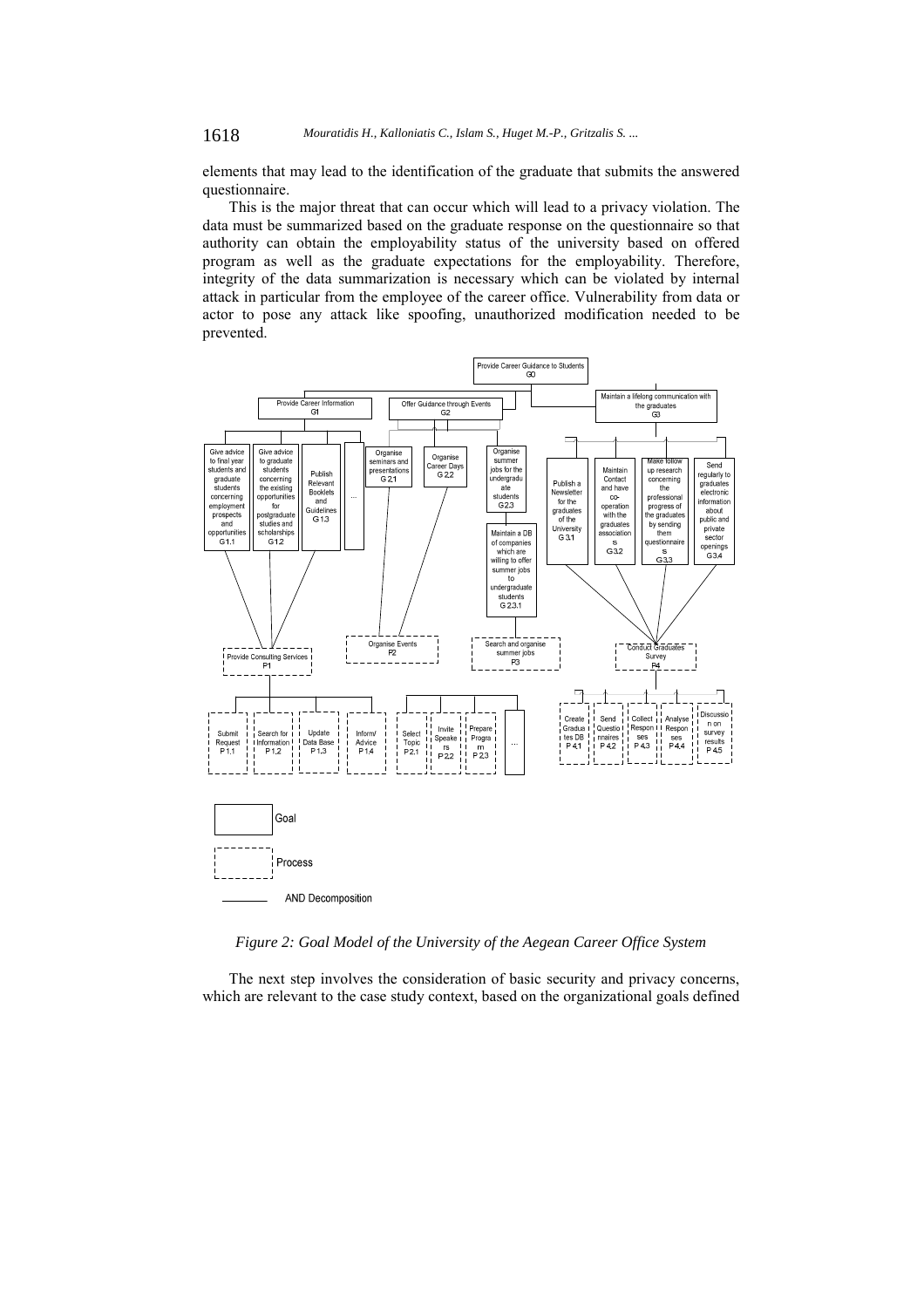elements that may lead to the identification of the graduate that submits the answered questionnaire.

This is the major threat that can occur which will lead to a privacy violation. The data must be summarized based on the graduate response on the questionnaire so that authority can obtain the employability status of the university based on offered program as well as the graduate expectations for the employability. Therefore, integrity of the data summarization is necessary which can be violated by internal attack in particular from the employee of the career office. Vulnerability from data or actor to pose any attack like spoofing, unauthorized modification needed to be prevented.

*Figure 2: Goal Model of the University of the Aegean Career Office System*

The next step involves the consideration of basic security and privacy concerns, which are relevant to the case study context, based on the organizational goals defined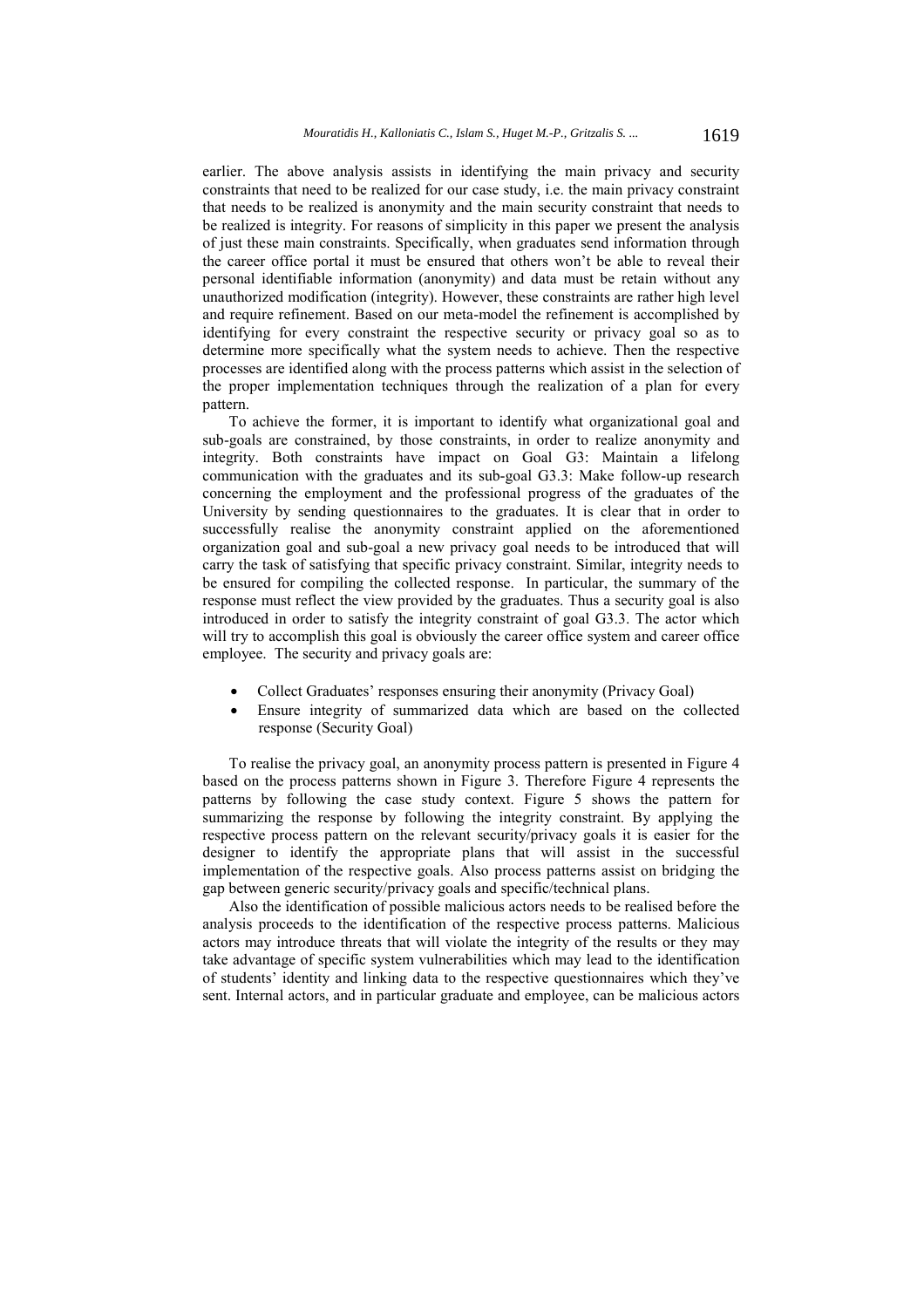earlier. The above analysis assists in identifying the main privacy and security constraints that need to be realized for our case study, i.e. the main privacy constraint that needs to be realized is anonymity and the main security constraint that needs to be realized is integrity. For reasons of simplicity in this paper we present the analysis of just these main constraints. Specifically, when graduates send information through the career office portal it must be ensured that others won't be able to reveal their personal identifiable information (anonymity) and data must be retain without any unauthorized modification (integrity). However, these constraints are rather high level and require refinement. Based on our meta-model the refinement is accomplished by identifying for every constraint the respective security or privacy goal so as to determine more specifically what the system needs to achieve. Then the respective processes are identified along with the process patterns which assist in the selection of the proper implementation techniques through the realization of a plan for every pattern.

To achieve the former, it is important to identify what organizational goal and sub-goals are constrained, by those constraints, in order to realize anonymity and integrity. Both constraints have impact on Goal G3: Maintain a lifelong communication with the graduates and its sub-goal G3.3: Make follow-up research concerning the employment and the professional progress of the graduates of the University by sending questionnaires to the graduates. It is clear that in order to successfully realise the anonymity constraint applied on the aforementioned organization goal and sub-goal a new privacy goal needs to be introduced that will carry the task of satisfying that specific privacy constraint. Similar, integrity needs to be ensured for compiling the collected response. In particular, the summary of the response must reflect the view provided by the graduates. Thus a security goal is also introduced in order to satisfy the integrity constraint of goal G3.3. The actor which will try to accomplish this goal is obviously the career office system and career office employee. The security and privacy goals are:

- Collect Graduates' responses ensuring their anonymity (Privacy Goal)
- Ensure integrity of summarized data which are based on the collected response (Security Goal)

To realise the privacy goal, an anonymity process pattern is presented in Figure 4 based on the process patterns shown in Figure 3. Therefore Figure 4 represents the patterns by following the case study context. Figure 5 shows the pattern for summarizing the response by following the integrity constraint. By applying the respective process pattern on the relevant security/privacy goals it is easier for the designer to identify the appropriate plans that will assist in the successful implementation of the respective goals. Also process patterns assist on bridging the gap between generic security/privacy goals and specific/technical plans.

Also the identification of possible malicious actors needs to be realised before the analysis proceeds to the identification of the respective process patterns. Malicious actors may introduce threats that will violate the integrity of the results or they may take advantage of specific system vulnerabilities which may lead to the identification of students' identity and linking data to the respective questionnaires which they've sent. Internal actors, and in particular graduate and employee, can be malicious actors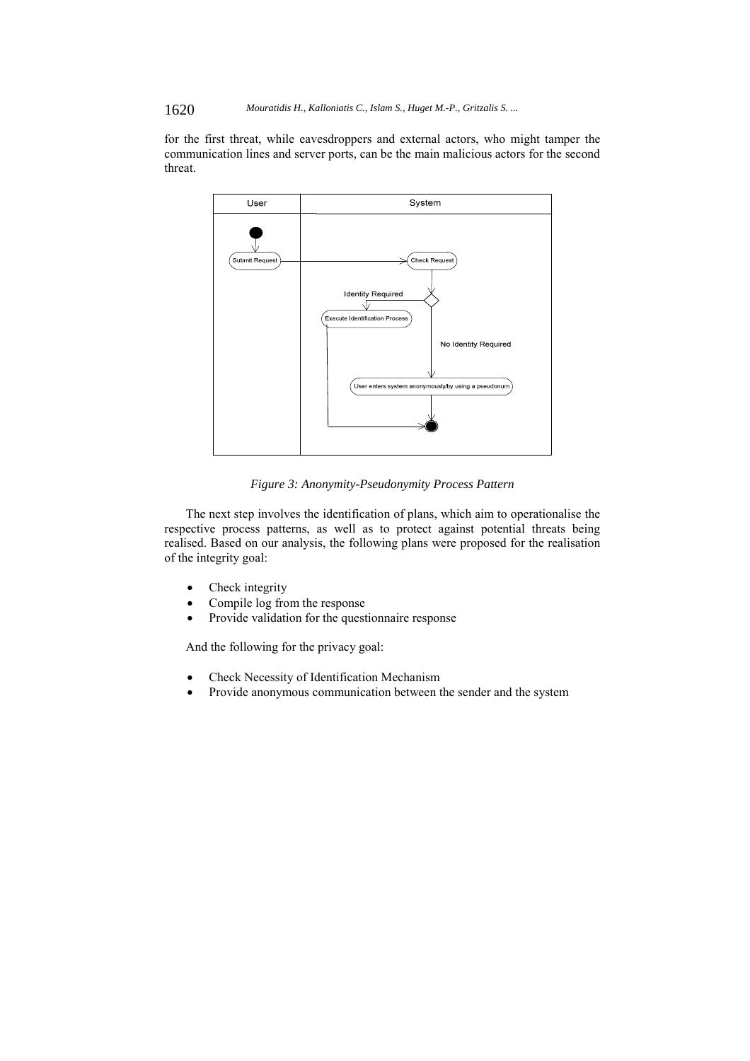for the first threat, while eavesdroppers and external actors, who might tamper the communication lines and server ports, can be the main malicious actors for the second threat.

*Figure 3: Anonymity-Pseudonymity Process Pattern*

The next step involves the identification of plans, which aim to operationalise the respective process patterns, as well as to protect against potential threats being realised. Based on our analysis, the following plans were proposed for the realisation of the integrity goal:

- Check integrity
- Compile log from the response
- Provide validation for the questionnaire response

And the following for the privacy goal:

- Check Necessity of Identification Mechanism
- Provide anonymous communication between the sender and the system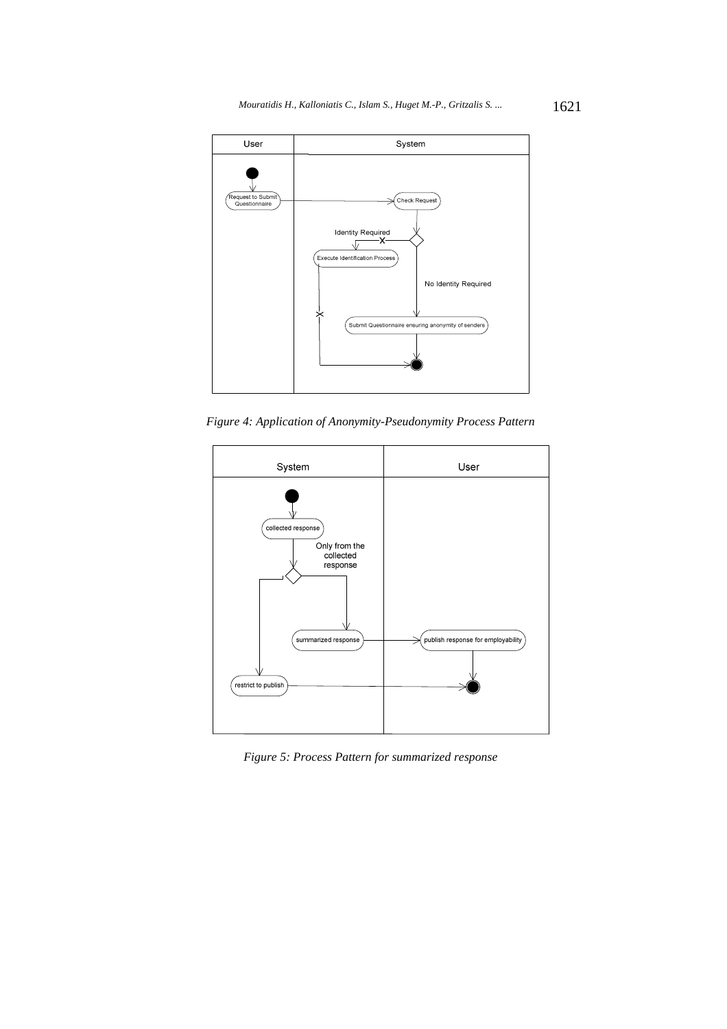Figure 4: Application of Anonymity-Pseudonymity Process Pattern

Figure 5: Process Pattern for summarized response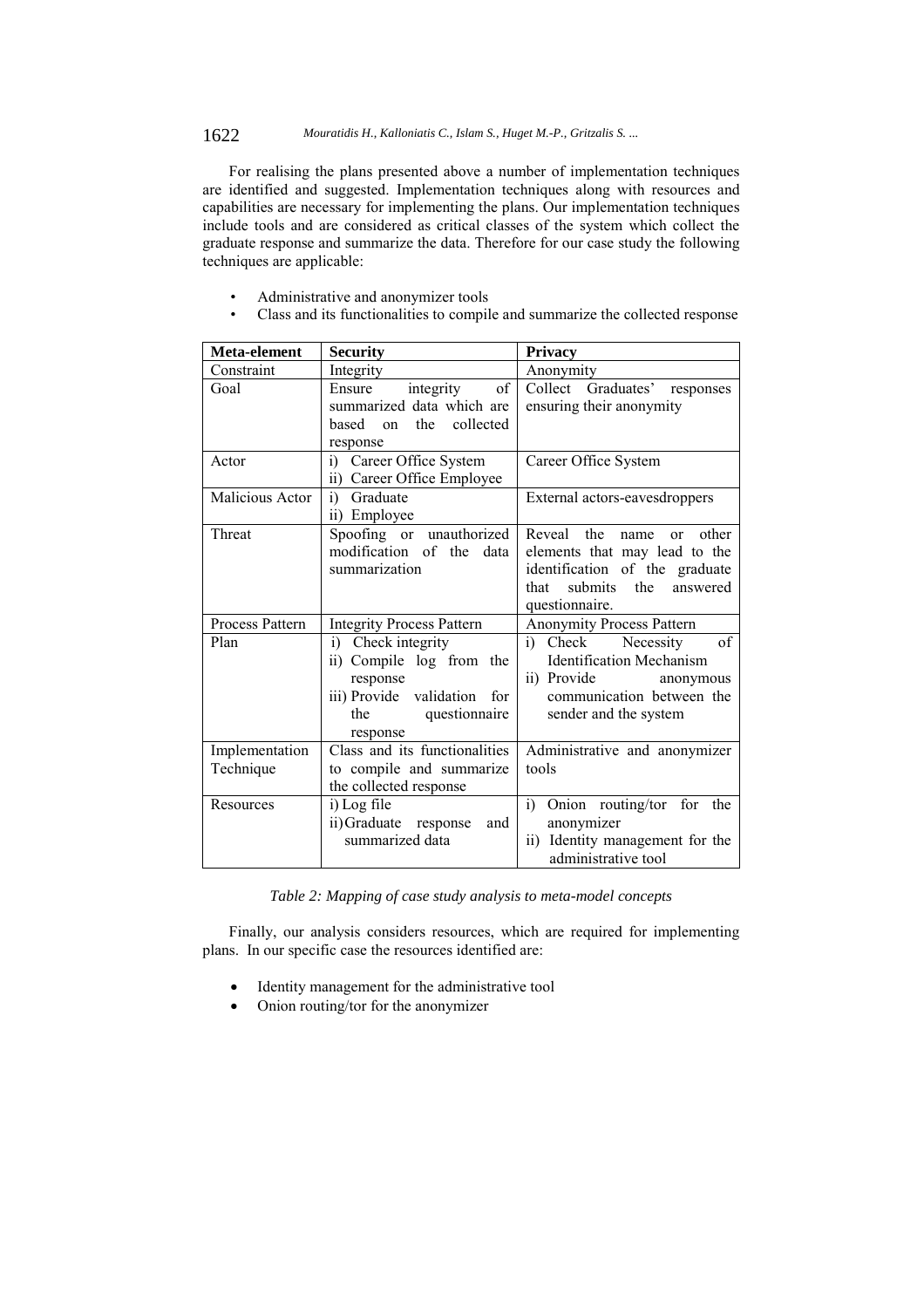For realising the plans presented above a number of implementation techniques are identified and suggested. Implementation techniques along with resources and capabilities are necessary for implementing the plans. Our implementation techniques include tools and are considered as critical classes of the system which collect the graduate response and summarize the data. Therefore for our case study the following techniques are applicable:

- Administrative and anonymizer tools
- Class and its functionalities to compile and summarize the collected response

| **Meta-element** | **Security** | **Privacy** |
|---|---|---|
| Constraint | Integrity | Anonymity |
| Goal | Ensure integrity of summarized data which are based on the collected response | Collect Graduates' responses ensuring their anonymity |
| Actor | i) Career Office System<br>ii) Career Office Employee | Career Office System |
| Malicious Actor | i) Graduate<br>ii) Employee | External actors-eavesdroppers |
| Threat | Spoofing or unauthorized modification of the data summarization | Reveal the name or other elements that may lead to the identification of the graduate that submits the answered questionnaire. |
| Process Pattern | Integrity Process Pattern | Anonymity Process Pattern |
| Plan | i) Check integrity<br>ii) Compile log from the response<br>iii) Provide validation for the questionnaire response | i) Check Necessity of Identification Mechanism<br>ii) Provide anonymous communication between the sender and the system |
| Implementation Technique | Class and its functionalities to compile and summarize the collected response | Administrative and anonymizer tools |
| Resources | i) Log file<br>ii) Graduate response and summarized data | i) Onion routing/tor for the anonymizer<br>ii) Identity management for the administrative tool |

*Table 2: Mapping of case study analysis to meta-model concepts*

Finally, our analysis considers resources, which are required for implementing plans. In our specific case the resources identified are:

- Identity management for the administrative tool
- Onion routing/tor for the anonymizer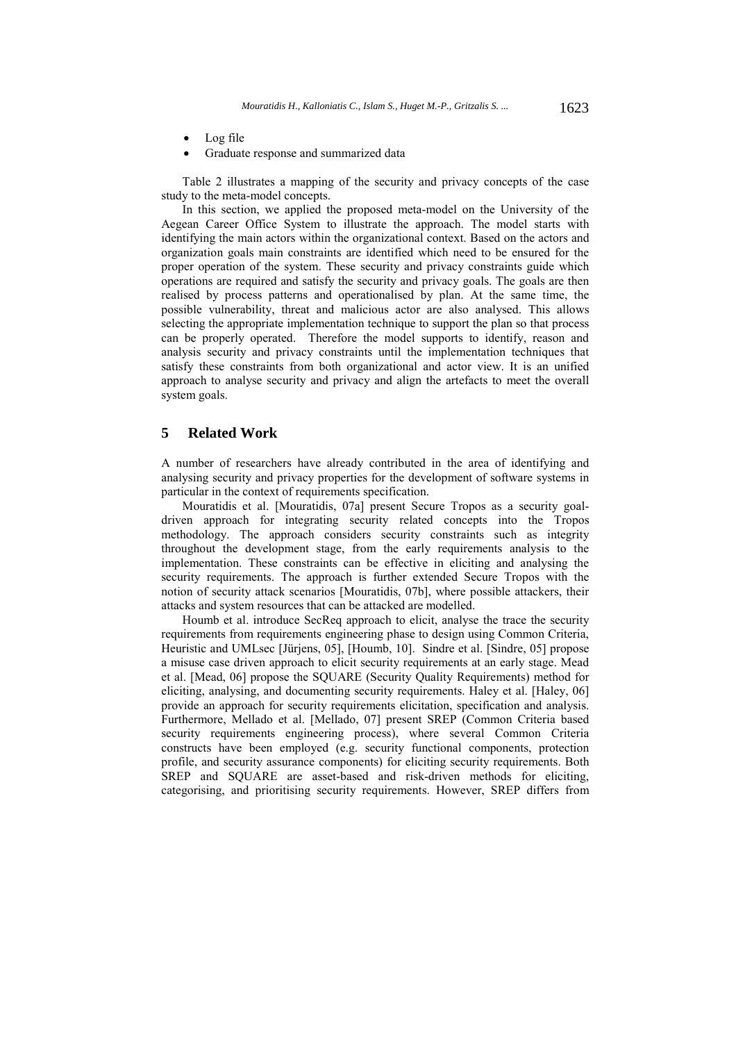- Log file
- Graduate response and summarized data

Table 2 illustrates a mapping of the security and privacy concepts of the case study to the meta-model concepts.

In this section, we applied the proposed meta-model on the University of the Aegean Career Office System to illustrate the approach. The model starts with identifying the main actors within the organizational context. Based on the actors and organization goals main constraints are identified which need to be ensured for the proper operation of the system. These security and privacy constraints guide which operations are required and satisfy the security and privacy goals. The goals are then realised by process patterns and operationalised by plan. At the same time, the possible vulnerability, threat and malicious actor are also analysed. This allows selecting the appropriate implementation technique to support the plan so that process can be properly operated. Therefore the model supports to identify, reason and analysis security and privacy constraints until the implementation techniques that satisfy these constraints from both organizational and actor view. It is an unified approach to analyse security and privacy and align the artefacts to meet the overall system goals.

## 5 Related Work

A number of researchers have already contributed in the area of identifying and analysing security and privacy properties for the development of software systems in particular in the context of requirements specification.

Mouratidis et al. [Mouratidis, 07a] present Secure Tropos as a security goal-driven approach for integrating security related concepts into the Tropos methodology. The approach considers security constraints such as integrity throughout the development stage, from the early requirements analysis to the implementation. These constraints can be effective in eliciting and analysing the security requirements. The approach is further extended Secure Tropos with the notion of security attack scenarios [Mouratidis, 07b], where possible attackers, their attacks and system resources that can be attacked are modelled.

Houmb et al. introduce SecReq approach to elicit, analyse the trace the security requirements from requirements engineering phase to design using Common Criteria, Heuristic and UMLsec [Jürjens, 05], [Houmb, 10]. Sindre et al. [Sindre, 05] propose a misuse case driven approach to elicit security requirements at an early stage. Mead et al. [Mead, 06] propose the SQUARE (Security Quality Requirements) method for eliciting, analysing, and documenting security requirements. Haley et al. [Haley, 06] provide an approach for security requirements elicitation, specification and analysis. Furthermore, Mellado et al. [Mellado, 07] present SREP (Common Criteria based security requirements engineering process), where several Common Criteria constructs have been employed (e.g. security functional components, protection profile, and security assurance components) for eliciting security requirements. Both SREP and SQUARE are asset-based and risk-driven methods for eliciting, categorising, and prioritising security requirements. However, SREP differs from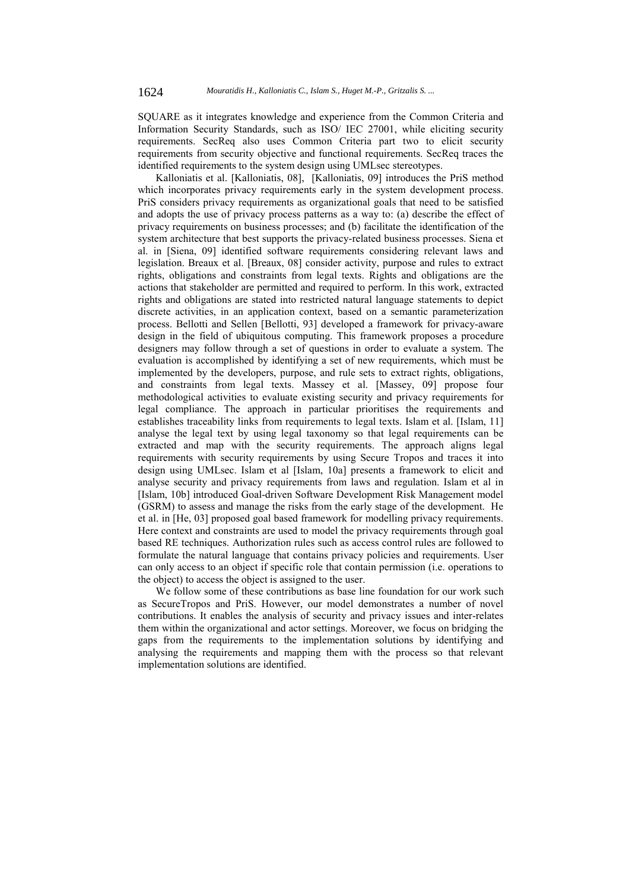SQUARE as it integrates knowledge and experience from the Common Criteria and Information Security Standards, such as ISO/ IEC 27001, while eliciting security requirements. SecReq also uses Common Criteria part two to elicit security requirements from security objective and functional requirements. SecReq traces the identified requirements to the system design using UMLsec stereotypes.

Kalloniatis et al. [Kalloniatis, 08], [Kalloniatis, 09] introduces the PriS method which incorporates privacy requirements early in the system development process. PriS considers privacy requirements as organizational goals that need to be satisfied and adopts the use of privacy process patterns as a way to: (a) describe the effect of privacy requirements on business processes; and (b) facilitate the identification of the system architecture that best supports the privacy-related business processes. Siena et al. in [Siena, 09] identified software requirements considering relevant laws and legislation. Breaux et al. [Breaux, 08] consider activity, purpose and rules to extract rights, obligations and constraints from legal texts. Rights and obligations are the actions that stakeholder are permitted and required to perform. In this work, extracted rights and obligations are stated into restricted natural language statements to depict discrete activities, in an application context, based on a semantic parameterization process. Bellotti and Sellen [Bellotti, 93] developed a framework for privacy-aware design in the field of ubiquitous computing. This framework proposes a procedure designers may follow through a set of questions in order to evaluate a system. The evaluation is accomplished by identifying a set of new requirements, which must be implemented by the developers, purpose, and rule sets to extract rights, obligations, and constraints from legal texts. Massey et al. [Massey, 09] propose four methodological activities to evaluate existing security and privacy requirements for legal compliance. The approach in particular prioritises the requirements and establishes traceability links from requirements to legal texts. Islam et al. [Islam, 11] analyse the legal text by using legal taxonomy so that legal requirements can be extracted and map with the security requirements. The approach aligns legal requirements with security requirements by using Secure Tropos and traces it into design using UMLsec. Islam et al [Islam, 10a] presents a framework to elicit and analyse security and privacy requirements from laws and regulation. Islam et al in [Islam, 10b] introduced Goal-driven Software Development Risk Management model (GSRM) to assess and manage the risks from the early stage of the development. He et al. in [He, 03] proposed goal based framework for modelling privacy requirements. Here context and constraints are used to model the privacy requirements through goal based RE techniques. Authorization rules such as access control rules are followed to formulate the natural language that contains privacy policies and requirements. User can only access to an object if specific role that contain permission (i.e. operations to the object) to access the object is assigned to the user.

We follow some of these contributions as base line foundation for our work such as SecureTropos and PriS. However, our model demonstrates a number of novel contributions. It enables the analysis of security and privacy issues and inter-relates them within the organizational and actor settings. Moreover, we focus on bridging the gaps from the requirements to the implementation solutions by identifying and analysing the requirements and mapping them with the process so that relevant implementation solutions are identified.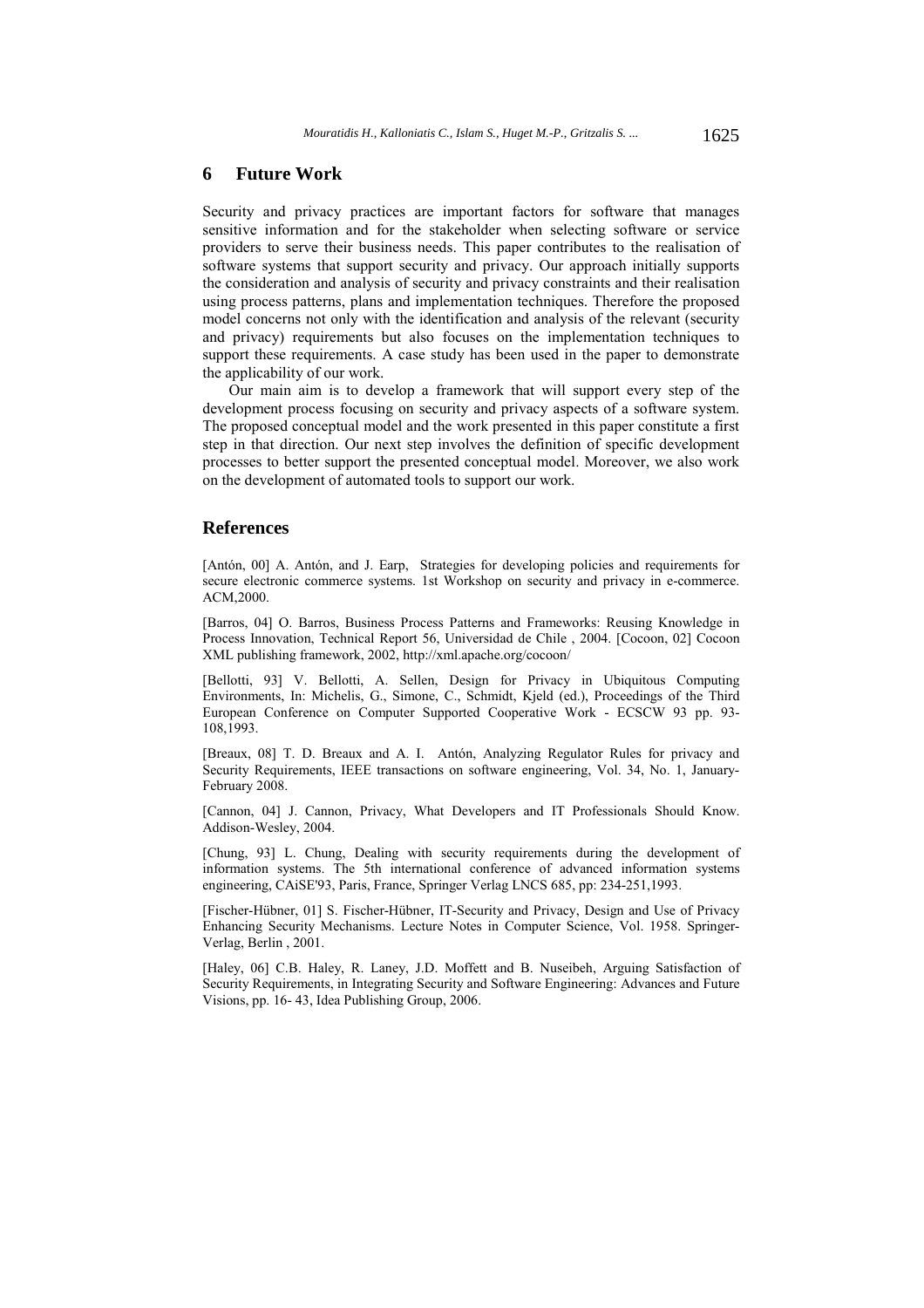## 6 Future Work

Security and privacy practices are important factors for software that manages sensitive information and for the stakeholder when selecting software or service providers to serve their business needs. This paper contributes to the realisation of software systems that support security and privacy. Our approach initially supports the consideration and analysis of security and privacy constraints and their realisation using process patterns, plans and implementation techniques. Therefore the proposed model concerns not only with the identification and analysis of the relevant (security and privacy) requirements but also focuses on the implementation techniques to support these requirements. A case study has been used in the paper to demonstrate the applicability of our work.

Our main aim is to develop a framework that will support every step of the development process focusing on security and privacy aspects of a software system. The proposed conceptual model and the work presented in this paper constitute a first step in that direction. Our next step involves the definition of specific development processes to better support the presented conceptual model. Moreover, we also work on the development of automated tools to support our work.

## References

[Antón, 00] A. Antón, and J. Earp, Strategies for developing policies and requirements for secure electronic commerce systems. 1st Workshop on security and privacy in e-commerce. ACM,2000.

[Barros, 04] O. Barros, Business Process Patterns and Frameworks: Reusing Knowledge in Process Innovation, Technical Report 56, Universidad de Chile , 2004. [Cocoon, 02] Cocoon XML publishing framework, 2002, http://xml.apache.org/cocoon/

[Bellotti, 93] V. Bellotti, A. Sellen, Design for Privacy in Ubiquitous Computing Environments, In: Michelis, G., Simone, C., Schmidt, Kjeld (ed.), Proceedings of the Third European Conference on Computer Supported Cooperative Work - ECSCW 93 pp. 93-108,1993.

[Breaux, 08] T. D. Breaux and A. I. Antón, Analyzing Regulator Rules for privacy and Security Requirements, IEEE transactions on software engineering, Vol. 34, No. 1, January-February 2008.

[Cannon, 04] J. Cannon, Privacy, What Developers and IT Professionals Should Know. Addison-Wesley, 2004.

[Chung, 93] L. Chung, Dealing with security requirements during the development of information systems. The 5th international conference of advanced information systems engineering, CAiSE'93, Paris, France, Springer Verlag LNCS 685, pp: 234-251,1993.

[Fischer-Hübner, 01] S. Fischer-Hübner, IT-Security and Privacy, Design and Use of Privacy Enhancing Security Mechanisms. Lecture Notes in Computer Science, Vol. 1958. Springer-Verlag, Berlin , 2001.

[Haley, 06] C.B. Haley, R. Laney, J.D. Moffett and B. Nuseibeh, Arguing Satisfaction of Security Requirements, in Integrating Security and Software Engineering: Advances and Future Visions, pp. 16- 43, Idea Publishing Group, 2006.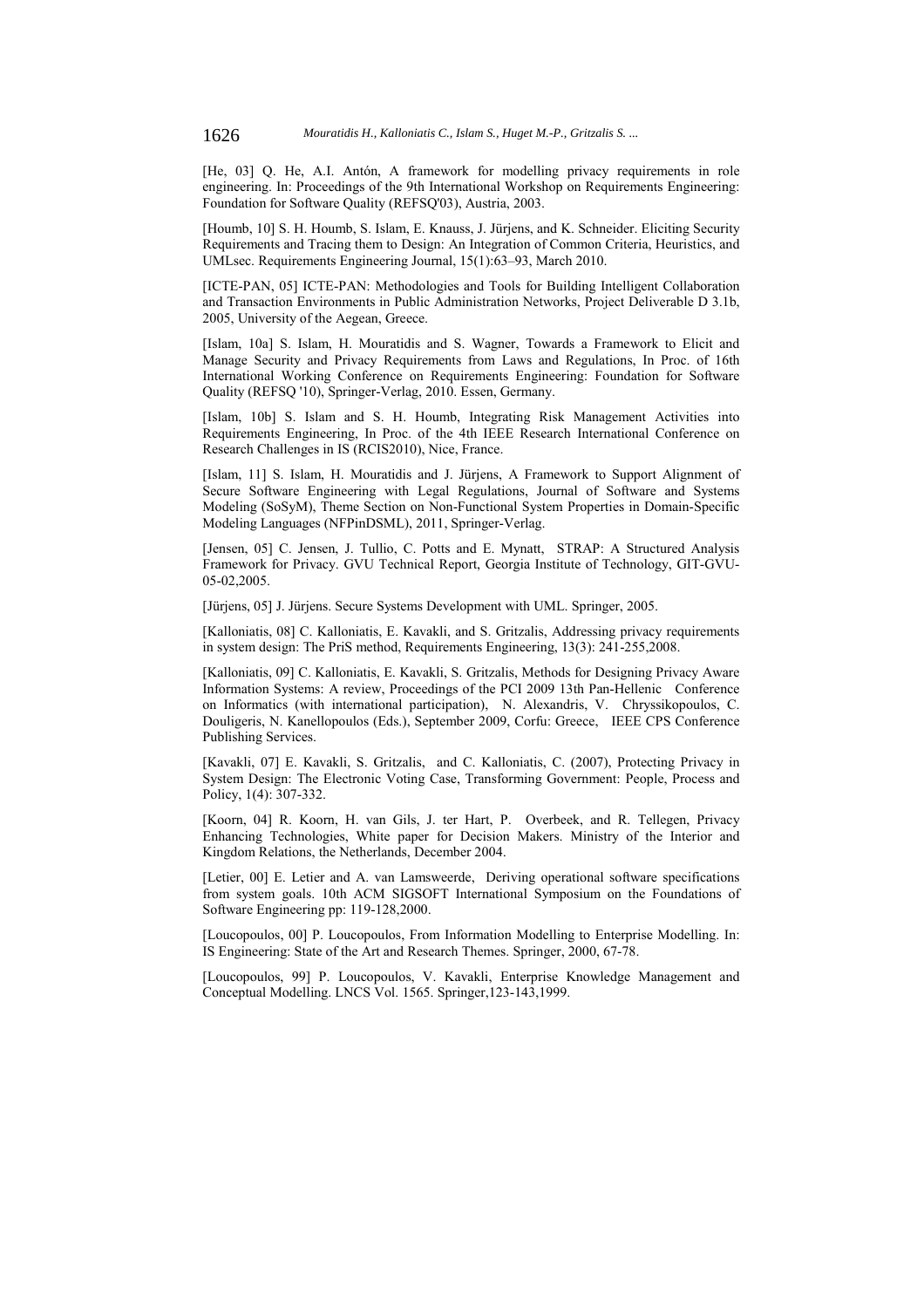[He, 03] Q. He, A.I. Antón, A framework for modelling privacy requirements in role engineering. In: Proceedings of the 9th International Workshop on Requirements Engineering: Foundation for Software Quality (REFSQ'03), Austria, 2003.

[Houmb, 10] S. H. Houmb, S. Islam, E. Knauss, J. Jürjens, and K. Schneider. Eliciting Security Requirements and Tracing them to Design: An Integration of Common Criteria, Heuristics, and UMLsec. Requirements Engineering Journal, 15(1):63–93, March 2010.

[ICTE-PAN, 05] ICTE-PAN: Methodologies and Tools for Building Intelligent Collaboration and Transaction Environments in Public Administration Networks, Project Deliverable D 3.1b, 2005, University of the Aegean, Greece.

[Islam, 10a] S. Islam, H. Mouratidis and S. Wagner, Towards a Framework to Elicit and Manage Security and Privacy Requirements from Laws and Regulations, In Proc. of 16th International Working Conference on Requirements Engineering: Foundation for Software Quality (REFSQ '10), Springer-Verlag, 2010. Essen, Germany.

[Islam, 10b] S. Islam and S. H. Houmb, Integrating Risk Management Activities into Requirements Engineering, In Proc. of the 4th IEEE Research International Conference on Research Challenges in IS (RCIS2010), Nice, France.

[Islam, 11] S. Islam, H. Mouratidis and J. Jürjens, A Framework to Support Alignment of Secure Software Engineering with Legal Regulations, Journal of Software and Systems Modeling (SoSyM), Theme Section on Non-Functional System Properties in Domain-Specific Modeling Languages (NFPinDSML), 2011, Springer-Verlag.

[Jensen, 05] C. Jensen, J. Tullio, C. Potts and E. Mynatt, STRAP: A Structured Analysis Framework for Privacy. GVU Technical Report, Georgia Institute of Technology, GIT-GVU-05-02,2005.

[Jürjens, 05] J. Jürjens. Secure Systems Development with UML. Springer, 2005.

[Kalloniatis, 08] C. Kalloniatis, E. Kavakli, and S. Gritzalis, Addressing privacy requirements in system design: The PriS method, Requirements Engineering, 13(3): 241-255,2008.

[Kalloniatis, 09] C. Kalloniatis, E. Kavakli, S. Gritzalis, Methods for Designing Privacy Aware Information Systems: A review, Proceedings of the PCI 2009 13th Pan-Hellenic Conference on Informatics (with international participation), N. Alexandris, V. Chryssikopoulos, C. Douligeris, N. Kanellopoulos (Eds.), September 2009, Corfu: Greece, IEEE CPS Conference Publishing Services.

[Kavakli, 07] E. Kavakli, S. Gritzalis, and C. Kalloniatis, C. (2007), Protecting Privacy in System Design: The Electronic Voting Case, Transforming Government: People, Process and Policy, 1(4): 307-332.

[Koorn, 04] R. Koorn, H. van Gils, J. ter Hart, P. Overbeek, and R. Tellegen, Privacy Enhancing Technologies, White paper for Decision Makers. Ministry of the Interior and Kingdom Relations, the Netherlands, December 2004.

[Letier, 00] E. Letier and A. van Lamsweerde, Deriving operational software specifications from system goals. 10th ACM SIGSOFT International Symposium on the Foundations of Software Engineering pp: 119-128,2000.

[Loucopoulos, 00] P. Loucopoulos, From Information Modelling to Enterprise Modelling. In: IS Engineering: State of the Art and Research Themes. Springer, 2000, 67-78.

[Loucopoulos, 99] P. Loucopoulos, V. Kavakli, Enterprise Knowledge Management and Conceptual Modelling. LNCS Vol. 1565. Springer,123-143,1999.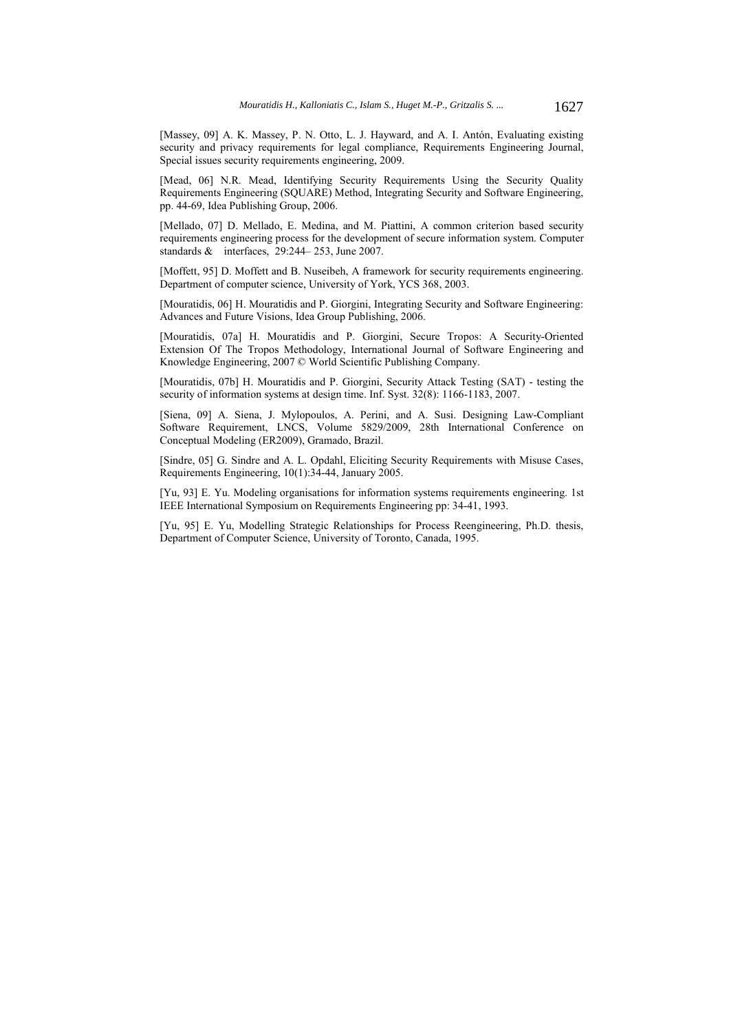[Massey, 09] A. K. Massey, P. N. Otto, L. J. Hayward, and A. I. Antón, Evaluating existing security and privacy requirements for legal compliance, Requirements Engineering Journal, Special issues security requirements engineering, 2009.

[Mead, 06] N.R. Mead, Identifying Security Requirements Using the Security Quality Requirements Engineering (SQUARE) Method, Integrating Security and Software Engineering, pp. 44-69, Idea Publishing Group, 2006.

[Mellado, 07] D. Mellado, E. Medina, and M. Piattini, A common criterion based security requirements engineering process for the development of secure information system. Computer standards & interfaces, 29:244– 253, June 2007.

[Moffett, 95] D. Moffett and B. Nuseibeh, A framework for security requirements engineering. Department of computer science, University of York, YCS 368, 2003.

[Mouratidis, 06] H. Mouratidis and P. Giorgini, Integrating Security and Software Engineering: Advances and Future Visions, Idea Group Publishing, 2006.

[Mouratidis, 07a] H. Mouratidis and P. Giorgini, Secure Tropos: A Security-Oriented Extension Of The Tropos Methodology, International Journal of Software Engineering and Knowledge Engineering, 2007 © World Scientific Publishing Company.

[Mouratidis, 07b] H. Mouratidis and P. Giorgini, Security Attack Testing (SAT) - testing the security of information systems at design time. Inf. Syst. 32(8): 1166-1183, 2007.

[Siena, 09] A. Siena, J. Mylopoulos, A. Perini, and A. Susi. Designing Law-Compliant Software Requirement, LNCS, Volume 5829/2009, 28th International Conference on Conceptual Modeling (ER2009), Gramado, Brazil.

[Sindre, 05] G. Sindre and A. L. Opdahl, Eliciting Security Requirements with Misuse Cases, Requirements Engineering, 10(1):34-44, January 2005.

[Yu, 93] E. Yu. Modeling organisations for information systems requirements engineering. 1st IEEE International Symposium on Requirements Engineering pp: 34-41, 1993.

[Yu, 95] E. Yu, Modelling Strategic Relationships for Process Reengineering, Ph.D. thesis, Department of Computer Science, University of Toronto, Canada, 1995.